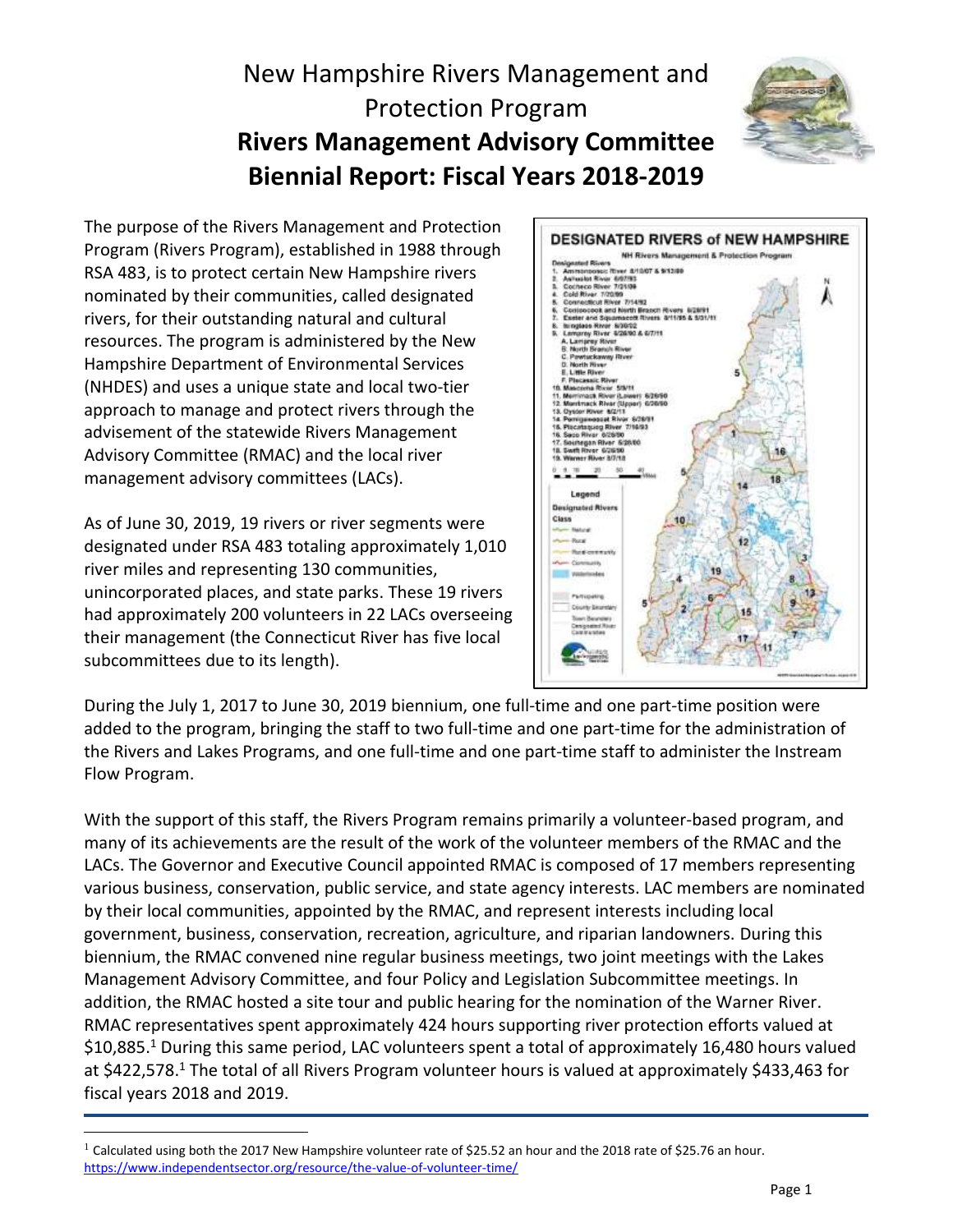# New Hampshire Rivers Management and Protection Program

# Rivers Management Advisory Committee Biennial Report: Fiscal Years 2018-2019

The purpose of the Rivers Management and Protection Program (Rivers Program), established in 1988 through RSA 483, is to protect certain New Hampshire rivers nominated by their communities, called designated rivers, for their outstanding natural and cultural resources. The program is administered by the New Hampshire Department of Environmental Services (NHDES) and uses a unique state and local two-tier approach to manage and protect rivers through the advisement of the statewide Rivers Management Advisory Committee (RMAC) and the local river management advisory committees (LACs).

As of June 30, 2019, 19 rivers or river segments were designated under RSA 483 totaling approximately 1,010 river miles and representing 130 communities, unincorporated places, and state parks. These 19 rivers had approximately 200 volunteers in 22 LACs overseeing their management (the Connecticut River has five local subcommittees due to its length).

During the July 1, 2017 to June 30, 2019 biennium, one full-time and one part-time position were added to the program, bringing the staff to two full-time and one part-time for the administration of the Rivers and Lakes Programs, and one full-time and one part-time staff to administer the Instream Flow Program.

With the support of this staff, the Rivers Program remains primarily a volunteer-based program, and many of its achievements are the result of the work of the volunteer members of the RMAC and the LACs. The Governor and Executive Council appointed RMAC is composed of 17 members representing various business, conservation, public service, and state agency interests. LAC members are nominated by their local communities, appointed by the RMAC, and represent interests including local government, business, conservation, recreation, agriculture, and riparian landowners. During this biennium, the RMAC convened nine regular business meetings, two joint meetings with the Lakes Management Advisory Committee, and four Policy and Legislation Subcommittee meetings. In addition, the RMAC hosted a site tour and public hearing for the nomination of the Warner River. RMAC representatives spent approximately 424 hours supporting river protection efforts valued at $10,885.[1] During this same period, LAC volunteers spent a total of approximately 16,480 hours valued at $422,578.[1] The total of all Rivers Program volunteer hours is valued at approximately $433,463 for fiscal years 2018 and 2019.

---

[1] Calculated using both the 2017 New Hampshire volunteer rate of $25.52 an hour and the 2018 rate of $25.76 an hour. https://www.independentsector.org/resource/the-value-of-volunteer-time/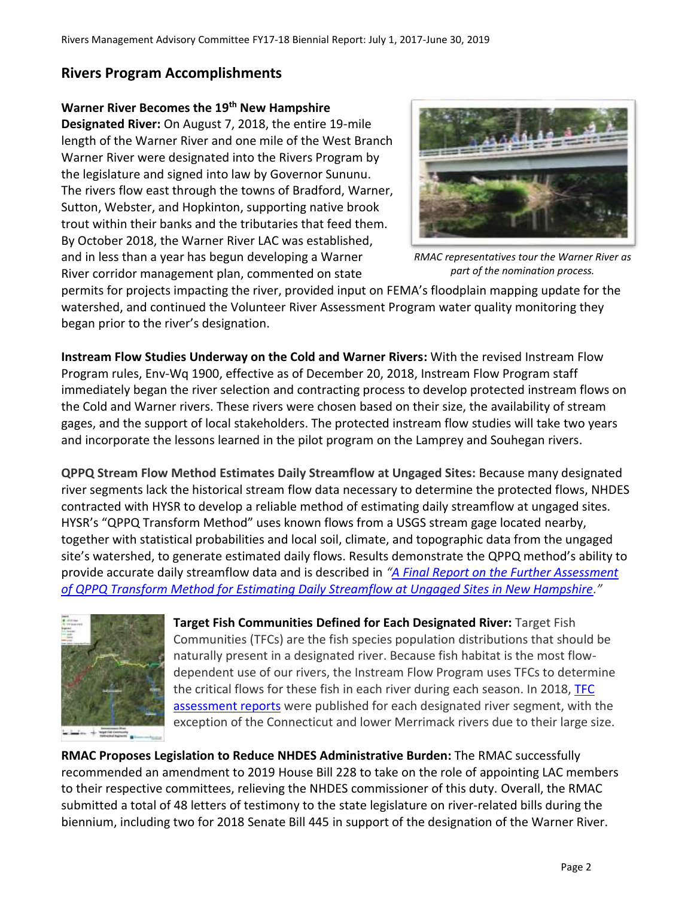## Rivers Program Accomplishments

**Warner River Becomes the 19th New Hampshire Designated River:** On August 7, 2018, the entire 19-mile length of the Warner River and one mile of the West Branch Warner River were designated into the Rivers Program by the legislature and signed into law by Governor Sununu. The rivers flow east through the towns of Bradford, Warner, Sutton, Webster, and Hopkinton, supporting native brook trout within their banks and the tributaries that feed them. By October 2018, the Warner River LAC was established, and in less than a year has begun developing a Warner River corridor management plan, commented on state permits for projects impacting the river, provided input on FEMA's floodplain mapping update for the watershed, and continued the Volunteer River Assessment Program water quality monitoring they began prior to the river's designation.

*RMAC representatives tour the Warner River as part of the nomination process.*

**Instream Flow Studies Underway on the Cold and Warner Rivers:** With the revised Instream Flow Program rules, Env-Wq 1900, effective as of December 20, 2018, Instream Flow Program staff immediately began the river selection and contracting process to develop protected instream flows on the Cold and Warner rivers. These rivers were chosen based on their size, the availability of stream gages, and the support of local stakeholders. The protected instream flow studies will take two years and incorporate the lessons learned in the pilot program on the Lamprey and Souhegan rivers.

**QPPQ Stream Flow Method Estimates Daily Streamflow at Ungaged Sites:** Because many designated river segments lack the historical stream flow data necessary to determine the protected flows, NHDES contracted with HYSR to develop a reliable method of estimating daily streamflow at ungaged sites. HYSR's "QPPQ Transform Method" uses known flows from a USGS stream gage located nearby, together with statistical probabilities and local soil, climate, and topographic data from the ungaged site's watershed, to generate estimated daily flows. Results demonstrate the QPPQ method's ability to provide accurate daily streamflow data and is described in *"A Final Report on the Further Assessment of QPPQ Transform Method for Estimating Daily Streamflow at Ungaged Sites in New Hampshire."*

**Target Fish Communities Defined for Each Designated River:** Target Fish Communities (TFCs) are the fish species population distributions that should be naturally present in a designated river. Because fish habitat is the most flow-dependent use of our rivers, the Instream Flow Program uses TFCs to determine the critical flows for these fish in each river during each season. In 2018, TFC assessment reports were published for each designated river segment, with the exception of the Connecticut and lower Merrimack rivers due to their large size.

**RMAC Proposes Legislation to Reduce NHDES Administrative Burden:** The RMAC successfully recommended an amendment to 2019 House Bill 228 to take on the role of appointing LAC members to their respective committees, relieving the NHDES commissioner of this duty. Overall, the RMAC submitted a total of 48 letters of testimony to the state legislature on river-related bills during the biennium, including two for 2018 Senate Bill 445 in support of the designation of the Warner River.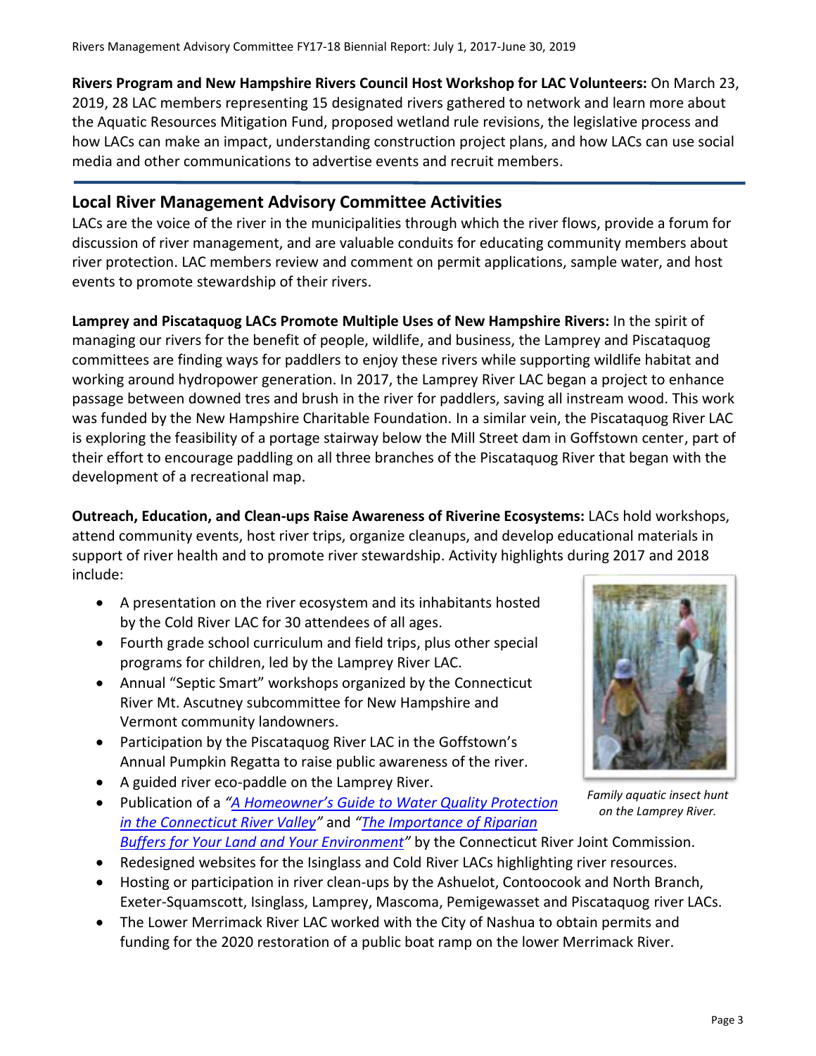**Rivers Program and New Hampshire Rivers Council Host Workshop for LAC Volunteers:** On March 23, 2019, 28 LAC members representing 15 designated rivers gathered to network and learn more about the Aquatic Resources Mitigation Fund, proposed wetland rule revisions, the legislative process and how LACs can make an impact, understanding construction project plans, and how LACs can use social media and other communications to advertise events and recruit members.

## Local River Management Advisory Committee Activities

LACs are the voice of the river in the municipalities through which the river flows, provide a forum for discussion of river management, and are valuable conduits for educating community members about river protection. LAC members review and comment on permit applications, sample water, and host events to promote stewardship of their rivers.

**Lamprey and Piscataquog LACs Promote Multiple Uses of New Hampshire Rivers:** In the spirit of managing our rivers for the benefit of people, wildlife, and business, the Lamprey and Piscataquog committees are finding ways for paddlers to enjoy these rivers while supporting wildlife habitat and working around hydropower generation. In 2017, the Lamprey River LAC began a project to enhance passage between downed tres and brush in the river for paddlers, saving all instream wood. This work was funded by the New Hampshire Charitable Foundation. In a similar vein, the Piscataquog River LAC is exploring the feasibility of a portage stairway below the Mill Street dam in Goffstown center, part of their effort to encourage paddling on all three branches of the Piscataquog River that began with the development of a recreational map.

**Outreach, Education, and Clean-ups Raise Awareness of Riverine Ecosystems:** LACs hold workshops, attend community events, host river trips, organize cleanups, and develop educational materials in support of river health and to promote river stewardship. Activity highlights during 2017 and 2018 include:

- A presentation on the river ecosystem and its inhabitants hosted by the Cold River LAC for 30 attendees of all ages.
- Fourth grade school curriculum and field trips, plus other special programs for children, led by the Lamprey River LAC.
- Annual "Septic Smart" workshops organized by the Connecticut River Mt. Ascutney subcommittee for New Hampshire and Vermont community landowners.
- Participation by the Piscataquog River LAC in the Goffstown's Annual Pumpkin Regatta to raise public awareness of the river.
- A guided river eco-paddle on the Lamprey River.
- Publication of a *"A Homeowner's Guide to Water Quality Protection in the Connecticut River Valley"* and *"The Importance of Riparian Buffers for Your Land and Your Environment"* by the Connecticut River Joint Commission.
- Redesigned websites for the Isinglass and Cold River LACs highlighting river resources.
- Hosting or participation in river clean-ups by the Ashuelot, Contoocook and North Branch, Exeter-Squamscott, Isinglass, Lamprey, Mascoma, Pemigewasset and Piscataquog river LACs.
- The Lower Merrimack River LAC worked with the City of Nashua to obtain permits and funding for the 2020 restoration of a public boat ramp on the lower Merrimack River.

*Family aquatic insect hunt on the Lamprey River.*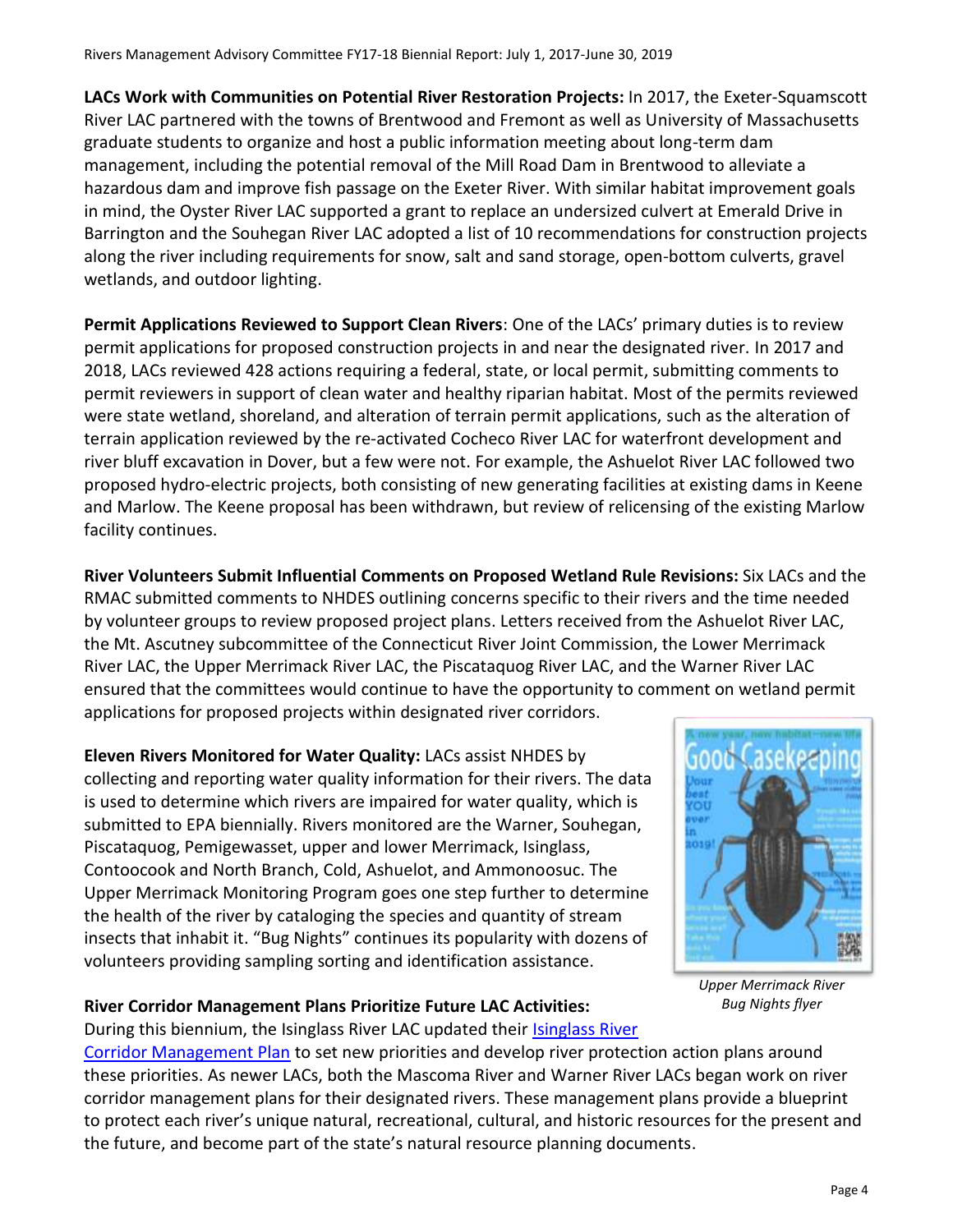**LACs Work with Communities on Potential River Restoration Projects:** In 2017, the Exeter-Squamscott River LAC partnered with the towns of Brentwood and Fremont as well as University of Massachusetts graduate students to organize and host a public information meeting about long-term dam management, including the potential removal of the Mill Road Dam in Brentwood to alleviate a hazardous dam and improve fish passage on the Exeter River. With similar habitat improvement goals in mind, the Oyster River LAC supported a grant to replace an undersized culvert at Emerald Drive in Barrington and the Souhegan River LAC adopted a list of 10 recommendations for construction projects along the river including requirements for snow, salt and sand storage, open-bottom culverts, gravel wetlands, and outdoor lighting.

**Permit Applications Reviewed to Support Clean Rivers**: One of the LACs' primary duties is to review permit applications for proposed construction projects in and near the designated river. In 2017 and 2018, LACs reviewed 428 actions requiring a federal, state, or local permit, submitting comments to permit reviewers in support of clean water and healthy riparian habitat. Most of the permits reviewed were state wetland, shoreland, and alteration of terrain permit applications, such as the alteration of terrain application reviewed by the re-activated Cocheco River LAC for waterfront development and river bluff excavation in Dover, but a few were not. For example, the Ashuelot River LAC followed two proposed hydro-electric projects, both consisting of new generating facilities at existing dams in Keene and Marlow. The Keene proposal has been withdrawn, but review of relicensing of the existing Marlow facility continues.

**River Volunteers Submit Influential Comments on Proposed Wetland Rule Revisions:** Six LACs and the RMAC submitted comments to NHDES outlining concerns specific to their rivers and the time needed by volunteer groups to review proposed project plans. Letters received from the Ashuelot River LAC, the Mt. Ascutney subcommittee of the Connecticut River Joint Commission, the Lower Merrimack River LAC, the Upper Merrimack River LAC, the Piscataquog River LAC, and the Warner River LAC ensured that the committees would continue to have the opportunity to comment on wetland permit applications for proposed projects within designated river corridors.

**Eleven Rivers Monitored for Water Quality:** LACs assist NHDES by collecting and reporting water quality information for their rivers. The data is used to determine which rivers are impaired for water quality, which is submitted to EPA biennially. Rivers monitored are the Warner, Souhegan, Piscataquog, Pemigewasset, upper and lower Merrimack, Isinglass, Contoocook and North Branch, Cold, Ashuelot, and Ammonoosuc. The Upper Merrimack Monitoring Program goes one step further to determine the health of the river by cataloging the species and quantity of stream insects that inhabit it. "Bug Nights" continues its popularity with dozens of volunteers providing sampling sorting and identification assistance.

*Upper Merrimack River Bug Nights flyer*

**River Corridor Management Plans Prioritize Future LAC Activities:** During this biennium, the Isinglass River LAC updated their Isinglass River Corridor Management Plan to set new priorities and develop river protection action plans around these priorities. As newer LACs, both the Mascoma River and Warner River LACs began work on river corridor management plans for their designated rivers. These management plans provide a blueprint to protect each river's unique natural, recreational, cultural, and historic resources for the present and the future, and become part of the state's natural resource planning documents.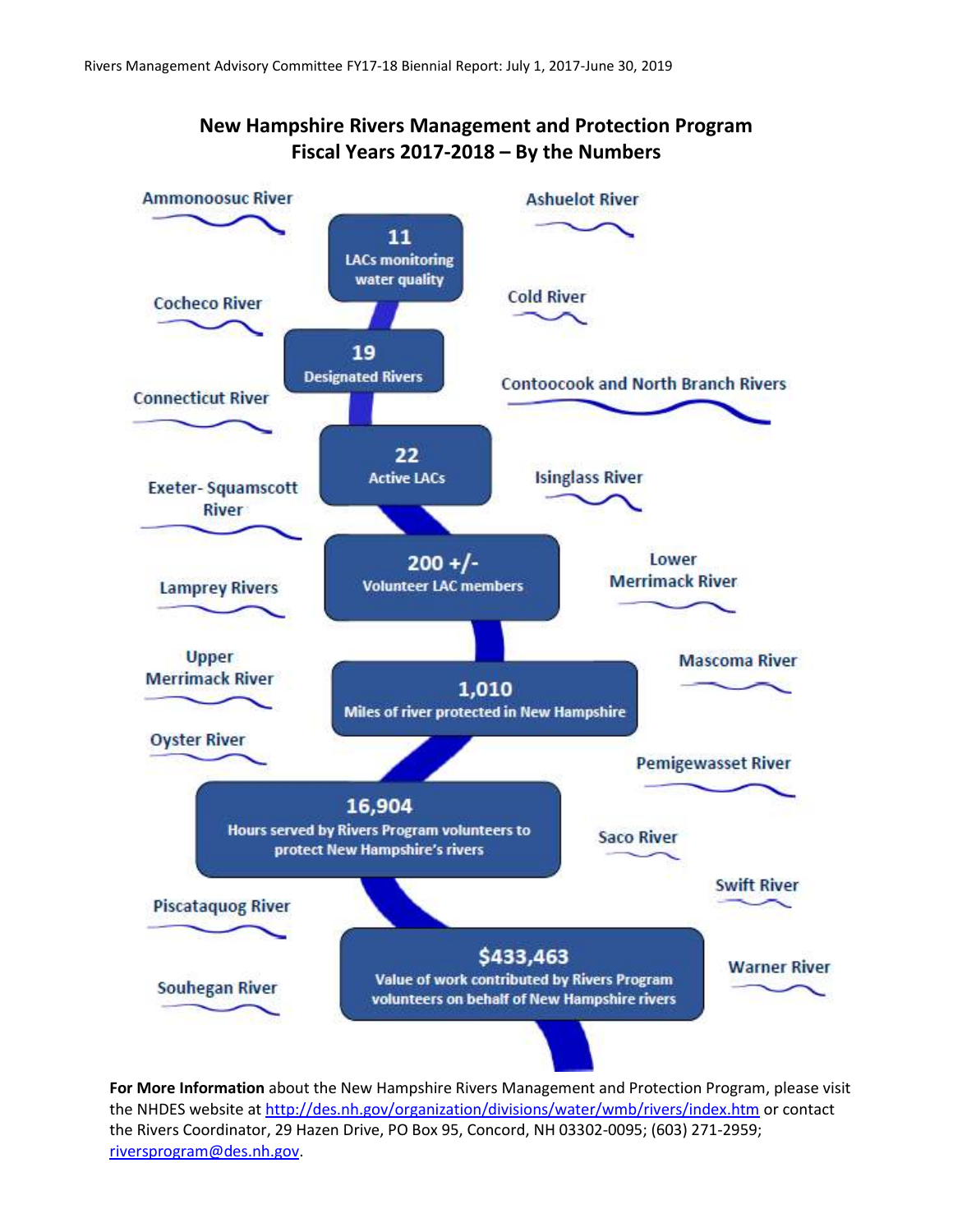# New Hampshire Rivers Management and Protection Program
## Fiscal Years 2017-2018 – By the Numbers

**11**
LACs monitoring water quality

**19**
Designated Rivers

**22**
Active LACs

**200 +/-**
Volunteer LAC members

**1,010**
Miles of river protected in New Hampshire

**16,904**
Hours served by Rivers Program volunteers to protect New Hampshire's rivers

**$433,463**
Value of work contributed by Rivers Program volunteers on behalf of New Hampshire rivers

Ammonoosuc River
Ashuelot River
Cocheco River
Cold River
Connecticut River
Contoocook and North Branch Rivers
Exeter- Squamscott River
Isinglass River
Lamprey Rivers
Lower Merrimack River
Upper Merrimack River
Mascoma River
Oyster River
Pemigewasset River
Saco River
Swift River
Piscataquog River
Souhegan River
Warner River

**For More Information** about the New Hampshire Rivers Management and Protection Program, please visit the NHDES website at http://des.nh.gov/organization/divisions/water/wmb/rivers/index.htm or contact the Rivers Coordinator, 29 Hazen Drive, PO Box 95, Concord, NH 03302-0095; (603) 271-2959; riversprogram@des.nh.gov.